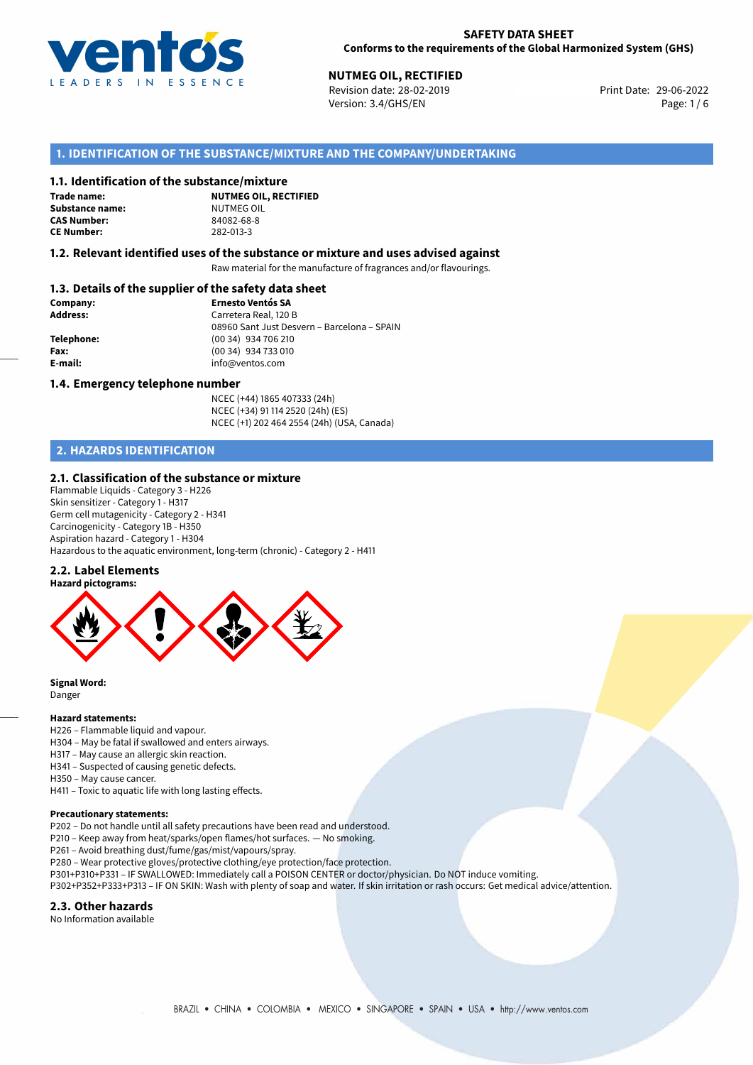**SAFETY DATA SHEET**
**Conforms to the requirements of the Global Harmonized System (GHS)**

**NUTMEG OIL, RECTIFIED**
Revision date: 28-02-2019
Version: 3.4/GHS/EN
Print Date: 29-06-2022

## 1. IDENTIFICATION OF THE SUBSTANCE/MIXTURE AND THE COMPANY/UNDERTAKING

### 1.1. Identification of the substance/mixture

**Trade name:** **NUTMEG OIL, RECTIFIED**
**Substance name:** NUTMEG OIL
**CAS Number:** 84082-68-8
**CE Number:** 282-013-3

### 1.2. Relevant identified uses of the substance or mixture and uses advised against

Raw material for the manufacture of fragrances and/or flavourings.

### 1.3. Details of the supplier of the safety data sheet

**Company:** **Ernesto Ventós SA**
**Address:** Carretera Real, 120 B
08960 Sant Just Desvern – Barcelona – SPAIN
**Telephone:** (00 34) 934 706 210
**Fax:** (00 34) 934 733 010
**E-mail:** info@ventos.com

### 1.4. Emergency telephone number

NCEC (+44) 1865 407333 (24h)
NCEC (+34) 91 114 2520 (24h) (ES)
NCEC (+1) 202 464 2554 (24h) (USA, Canada)

## 2. HAZARDS IDENTIFICATION

### 2.1. Classification of the substance or mixture

Flammable Liquids - Category 3 - H226
Skin sensitizer - Category 1 - H317
Germ cell mutagenicity - Category 2 - H341
Carcinogenicity - Category 1B - H350
Aspiration hazard - Category 1 - H304
Hazardous to the aquatic environment, long-term (chronic) - Category 2 - H411

### 2.2. Label Elements

**Hazard pictograms:**

**Signal Word:**
Danger

**Hazard statements:**
H226 – Flammable liquid and vapour.
H304 – May be fatal if swallowed and enters airways.
H317 – May cause an allergic skin reaction.
H341 – Suspected of causing genetic defects.
H350 – May cause cancer.
H411 – Toxic to aquatic life with long lasting effects.

**Precautionary statements:**
P202 – Do not handle until all safety precautions have been read and understood.
P210 – Keep away from heat/sparks/open flames/hot surfaces. — No smoking.
P261 – Avoid breathing dust/fume/gas/mist/vapours/spray.
P280 – Wear protective gloves/protective clothing/eye protection/face protection.
P301+P310+P331 – IF SWALLOWED: Immediately call a POISON CENTER or doctor/physician. Do NOT induce vomiting.
P302+P352+P333+P313 – IF ON SKIN: Wash with plenty of soap and water. If skin irritation or rash occurs: Get medical advice/attention.

### 2.3. Other hazards

No Information available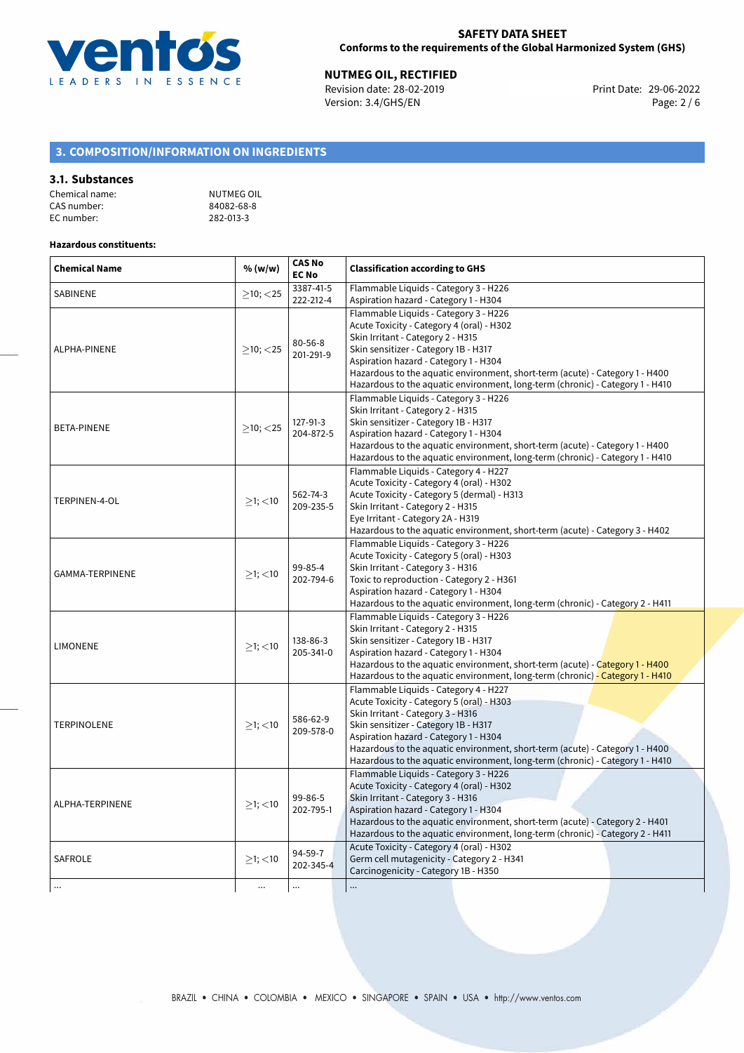## 3. COMPOSITION/INFORMATION ON INGREDIENTS

### 3.1. Substances

Chemical name: NUTMEG OIL
CAS number: 84082-68-8
EC number: 282-013-3

**Hazardous constituents:**

| Chemical Name | % (w/w) | CAS No EC No | Classification according to GHS |
|---|---|---|---|
| SABINENE | ≥10; <25 | 3387-41-5 222-212-4 | Flammable Liquids - Category 3 - H226<br>Aspiration hazard - Category 1 - H304 |
| ALPHA-PINENE | ≥10; <25 | 80-56-8 201-291-9 | Flammable Liquids - Category 3 - H226<br>Acute Toxicity - Category 4 (oral) - H302<br>Skin Irritant - Category 2 - H315<br>Skin sensitizer - Category 1B - H317<br>Aspiration hazard - Category 1 - H304<br>Hazardous to the aquatic environment, short-term (acute) - Category 1 - H400<br>Hazardous to the aquatic environment, long-term (chronic) - Category 1 - H410 |
| BETA-PINENE | ≥10; <25 | 127-91-3 204-872-5 | Flammable Liquids - Category 3 - H226<br>Skin Irritant - Category 2 - H315<br>Skin sensitizer - Category 1B - H317<br>Aspiration hazard - Category 1 - H304<br>Hazardous to the aquatic environment, short-term (acute) - Category 1 - H400<br>Hazardous to the aquatic environment, long-term (chronic) - Category 1 - H410 |
| TERPINEN-4-OL | ≥1; <10 | 562-74-3 209-235-5 | Flammable Liquids - Category 4 - H227<br>Acute Toxicity - Category 4 (oral) - H302<br>Acute Toxicity - Category 5 (dermal) - H313<br>Skin Irritant - Category 2 - H315<br>Eye Irritant - Category 2A - H319<br>Hazardous to the aquatic environment, short-term (acute) - Category 3 - H402 |
| GAMMA-TERPINENE | ≥1; <10 | 99-85-4 202-794-6 | Flammable Liquids - Category 3 - H226<br>Acute Toxicity - Category 5 (oral) - H303<br>Skin Irritant - Category 3 - H316<br>Toxic to reproduction - Category 2 - H361<br>Aspiration hazard - Category 1 - H304<br>Hazardous to the aquatic environment, long-term (chronic) - Category 2 - H411 |
| LIMONENE | ≥1; <10 | 138-86-3 205-341-0 | Flammable Liquids - Category 3 - H226<br>Skin Irritant - Category 2 - H315<br>Skin sensitizer - Category 1B - H317<br>Aspiration hazard - Category 1 - H304<br>Hazardous to the aquatic environment, short-term (acute) - Category 1 - H400<br>Hazardous to the aquatic environment, long-term (chronic) - Category 1 - H410 |
| TERPINOLENE | ≥1; <10 | 586-62-9 209-578-0 | Flammable Liquids - Category 4 - H227<br>Acute Toxicity - Category 5 (oral) - H303<br>Skin Irritant - Category 3 - H316<br>Skin sensitizer - Category 1B - H317<br>Aspiration hazard - Category 1 - H304<br>Hazardous to the aquatic environment, short-term (acute) - Category 1 - H400<br>Hazardous to the aquatic environment, long-term (chronic) - Category 1 - H410 |
| ALPHA-TERPINENE | ≥1; <10 | 99-86-5 202-795-1 | Flammable Liquids - Category 3 - H226<br>Acute Toxicity - Category 4 (oral) - H302<br>Skin Irritant - Category 3 - H316<br>Aspiration hazard - Category 1 - H304<br>Hazardous to the aquatic environment, short-term (acute) - Category 2 - H401<br>Hazardous to the aquatic environment, long-term (chronic) - Category 2 - H411 |
| SAFROLE | ≥1; <10 | 94-59-7 202-345-4 | Acute Toxicity - Category 4 (oral) - H302<br>Germ cell mutagenicity - Category 2 - H341<br>Carcinogenicity - Category 1B - H350 |
| ... | ... | ... | ... |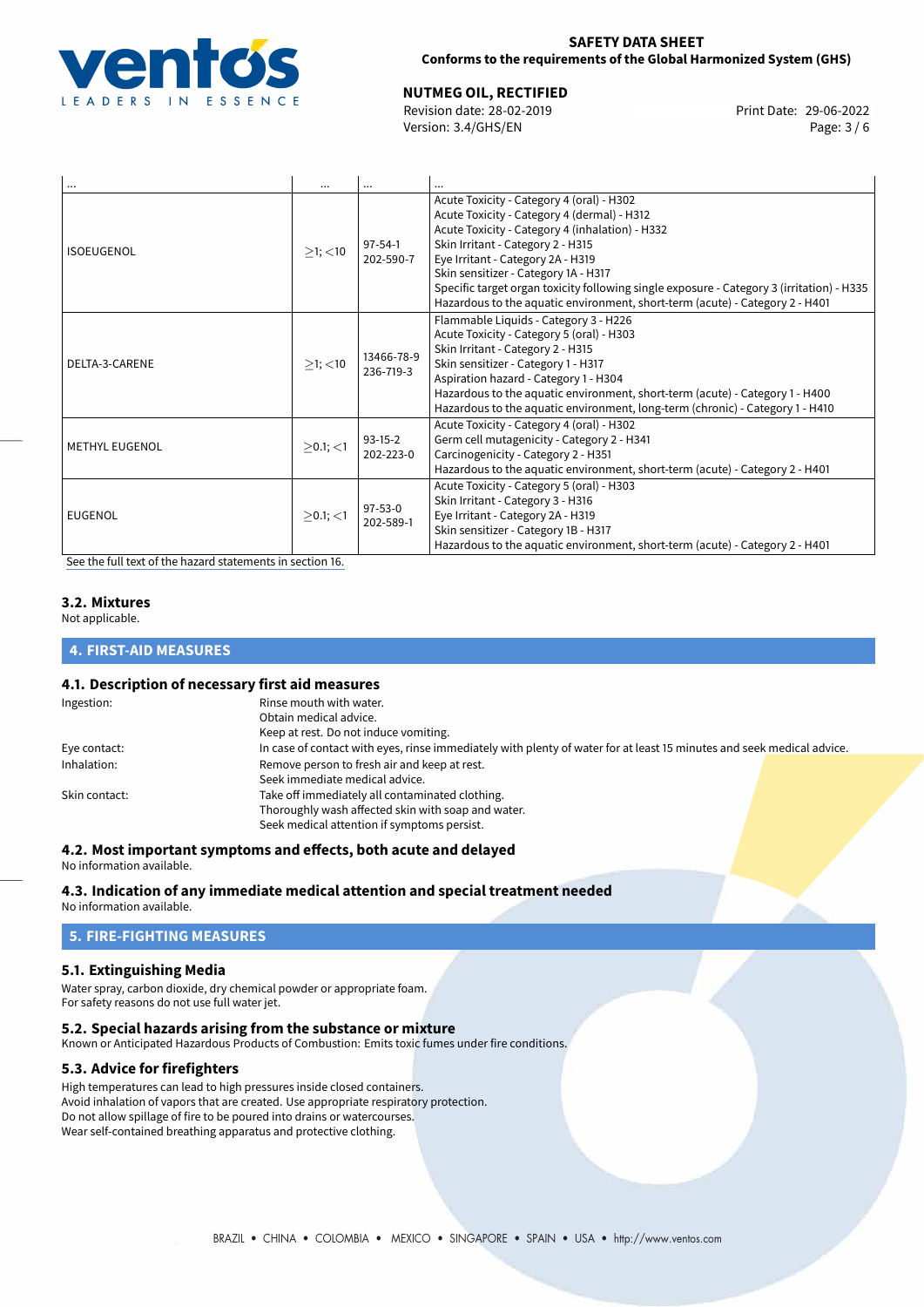| ... | ... | ... | ... |
|---|---|---|---|
| ISOEUGENOL | $\geq$1; <10 | 97-54-1<br>202-590-7 | Acute Toxicity - Category 4 (oral) - H302<br>Acute Toxicity - Category 4 (dermal) - H312<br>Acute Toxicity - Category 4 (inhalation) - H332<br>Skin Irritant - Category 2 - H315<br>Eye Irritant - Category 2A - H319<br>Skin sensitizer - Category 1A - H317<br>Specific target organ toxicity following single exposure - Category 3 (irritation) - H335<br>Hazardous to the aquatic environment, short-term (acute) - Category 2 - H401 |
| DELTA-3-CARENE | $\geq$1; <10 | 13466-78-9<br>236-719-3 | Flammable Liquids - Category 3 - H226<br>Acute Toxicity - Category 5 (oral) - H303<br>Skin Irritant - Category 2 - H315<br>Skin sensitizer - Category 1 - H317<br>Aspiration hazard - Category 1 - H304<br>Hazardous to the aquatic environment, short-term (acute) - Category 1 - H400<br>Hazardous to the aquatic environment, long-term (chronic) - Category 1 - H410 |
| METHYL EUGENOL | $\geq$0.1; <1 | 93-15-2<br>202-223-0 | Acute Toxicity - Category 4 (oral) - H302<br>Germ cell mutagenicity - Category 2 - H341<br>Carcinogenicity - Category 2 - H351<br>Hazardous to the aquatic environment, short-term (acute) - Category 2 - H401 |
| EUGENOL | $\geq$0.1; <1 | 97-53-0<br>202-589-1 | Acute Toxicity - Category 5 (oral) - H303<br>Skin Irritant - Category 3 - H316<br>Eye Irritant - Category 2A - H319<br>Skin sensitizer - Category 1B - H317<br>Hazardous to the aquatic environment, short-term (acute) - Category 2 - H401 |

See the full text of the hazard statements in section 16.

### 3.2. Mixtures

Not applicable.

## 4. FIRST-AID MEASURES

### 4.1. Description of necessary first aid measures

| | |
|---|---|
| Ingestion: | Rinse mouth with water.<br>Obtain medical advice.<br>Keep at rest. Do not induce vomiting. |
| Eye contact: | In case of contact with eyes, rinse immediately with plenty of water for at least 15 minutes and seek medical advice. |
| Inhalation: | Remove person to fresh air and keep at rest.<br>Seek immediate medical advice. |
| Skin contact: | Take off immediately all contaminated clothing.<br>Thoroughly wash affected skin with soap and water.<br>Seek medical attention if symptoms persist. |

### 4.2. Most important symptoms and effects, both acute and delayed

No information available.

### 4.3. Indication of any immediate medical attention and special treatment needed

No information available.

## 5. FIRE-FIGHTING MEASURES

### 5.1. Extinguishing Media

Water spray, carbon dioxide, dry chemical powder or appropriate foam.
For safety reasons do not use full water jet.

### 5.2. Special hazards arising from the substance or mixture

Known or Anticipated Hazardous Products of Combustion: Emits toxic fumes under fire conditions.

### 5.3. Advice for firefighters

High temperatures can lead to high pressures inside closed containers.
Avoid inhalation of vapors that are created. Use appropriate respiratory protection.
Do not allow spillage of fire to be poured into drains or watercourses.
Wear self-contained breathing apparatus and protective clothing.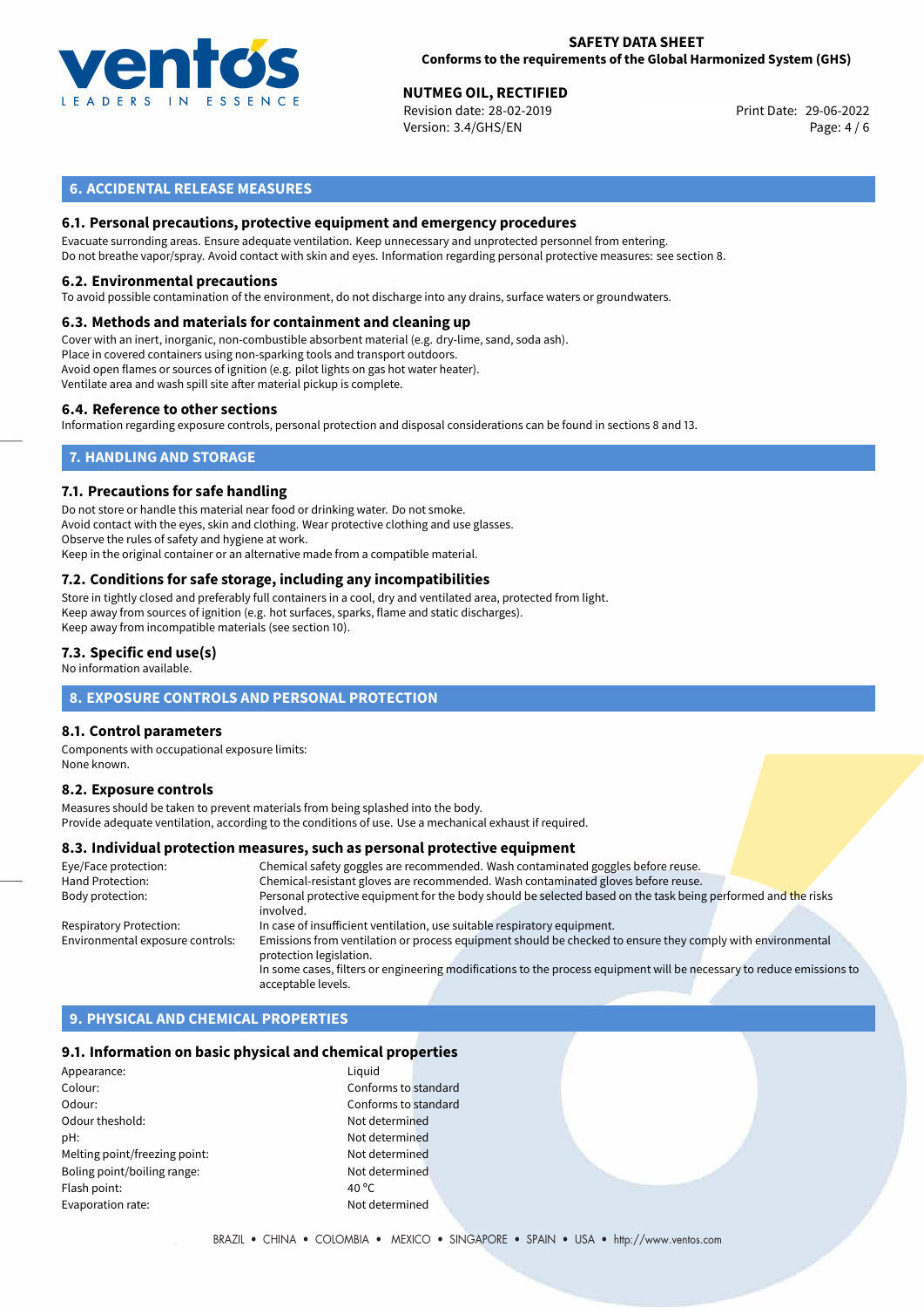## 6. ACCIDENTAL RELEASE MEASURES

### 6.1. Personal precautions, protective equipment and emergency procedures

Evacuate surronding areas. Ensure adequate ventilation. Keep unnecessary and unprotected personnel from entering.
Do not breathe vapor/spray. Avoid contact with skin and eyes. Information regarding personal protective measures: see section 8.

### 6.2. Environmental precautions

To avoid possible contamination of the environment, do not discharge into any drains, surface waters or groundwaters.

### 6.3. Methods and materials for containment and cleaning up

Cover with an inert, inorganic, non-combustible absorbent material (e.g. dry-lime, sand, soda ash).
Place in covered containers using non-sparking tools and transport outdoors.
Avoid open flames or sources of ignition (e.g. pilot lights on gas hot water heater).
Ventilate area and wash spill site after material pickup is complete.

### 6.4. Reference to other sections

Information regarding exposure controls, personal protection and disposal considerations can be found in sections 8 and 13.

## 7. HANDLING AND STORAGE

### 7.1. Precautions for safe handling

Do not store or handle this material near food or drinking water. Do not smoke.
Avoid contact with the eyes, skin and clothing. Wear protective clothing and use glasses.
Observe the rules of safety and hygiene at work.
Keep in the original container or an alternative made from a compatible material.

### 7.2. Conditions for safe storage, including any incompatibilities

Store in tightly closed and preferably full containers in a cool, dry and ventilated area, protected from light.
Keep away from sources of ignition (e.g. hot surfaces, sparks, flame and static discharges).
Keep away from incompatible materials (see section 10).

### 7.3. Specific end use(s)

No information available.

## 8. EXPOSURE CONTROLS AND PERSONAL PROTECTION

### 8.1. Control parameters

Components with occupational exposure limits:
None known.

### 8.2. Exposure controls

Measures should be taken to prevent materials from being splashed into the body.
Provide adequate ventilation, according to the conditions of use. Use a mechanical exhaust if required.

### 8.3. Individual protection measures, such as personal protective equipment

| | |
|---|---|
| Eye/Face protection: | Chemical safety goggles are recommended. Wash contaminated goggles before reuse. |
| Hand Protection: | Chemical-resistant gloves are recommended. Wash contaminated gloves before reuse. |
| Body protection: | Personal protective equipment for the body should be selected based on the task being performed and the risks involved. |
| Respiratory Protection: | In case of insufficient ventilation, use suitable respiratory equipment. |
| Environmental exposure controls: | Emissions from ventilation or process equipment should be checked to ensure they comply with environmental protection legislation. In some cases, filters or engineering modifications to the process equipment will be necessary to reduce emissions to acceptable levels. |

## 9. PHYSICAL AND CHEMICAL PROPERTIES

### 9.1. Information on basic physical and chemical properties

| | |
|---|---|
| Appearance: | Liquid |
| Colour: | Conforms to standard |
| Odour: | Conforms to standard |
| Odour theshold: | Not determined |
| pH: | Not determined |
| Melting point/freezing point: | Not determined |
| Boling point/boiling range: | Not determined |
| Flash point: | 40 °C |
| Evaporation rate: | Not determined |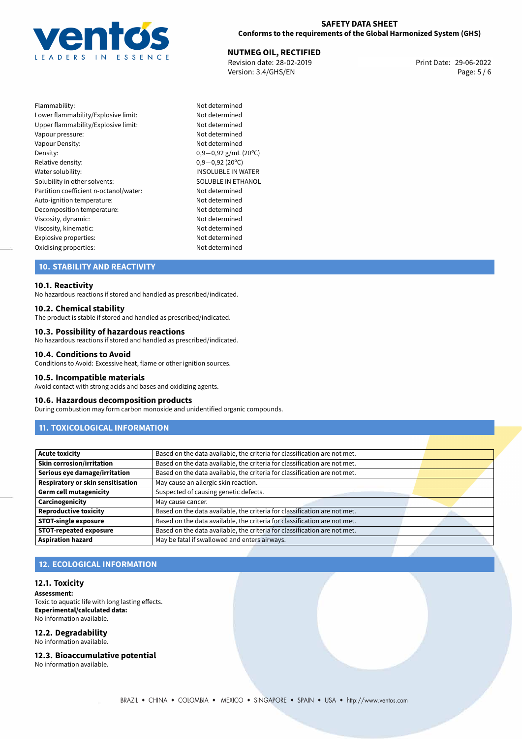| | |
|---|---|
| Flammability: | Not determined |
| Lower flammability/Explosive limit: | Not determined |
| Upper flammability/Explosive limit: | Not determined |
| Vapour pressure: | Not determined |
| Vapour Density: | Not determined |
| Density: | 0,9−0,92 g/mL (20°C) |
| Relative density: | 0,9−0,92 (20°C) |
| Water solubility: | INSOLUBLE IN WATER |
| Solubility in other solvents: | SOLUBLE IN ETHANOL |
| Partition coefficient n-octanol/water: | Not determined |
| Auto-ignition temperature: | Not determined |
| Decomposition temperature: | Not determined |
| Viscosity, dynamic: | Not determined |
| Viscosity, kinematic: | Not determined |
| Explosive properties: | Not determined |
| Oxidising properties: | Not determined |

## 10. STABILITY AND REACTIVITY

### 10.1. Reactivity

No hazardous reactions if stored and handled as prescribed/indicated.

### 10.2. Chemical stability

The product is stable if stored and handled as prescribed/indicated.

### 10.3. Possibility of hazardous reactions

No hazardous reactions if stored and handled as prescribed/indicated.

### 10.4. Conditions to Avoid

Conditions to Avoid: Excessive heat, flame or other ignition sources.

### 10.5. Incompatible materials

Avoid contact with strong acids and bases and oxidizing agents.

### 10.6. Hazardous decomposition products

During combustion may form carbon monoxide and unidentified organic compounds.

## 11. TOXICOLOGICAL INFORMATION

| | |
|---|---|
| **Acute toxicity** | Based on the data available, the criteria for classification are not met. |
| **Skin corrosion/irritation** | Based on the data available, the criteria for classification are not met. |
| **Serious eye damage/irritation** | Based on the data available, the criteria for classification are not met. |
| **Respiratory or skin sensitisation** | May cause an allergic skin reaction. |
| **Germ cell mutagenicity** | Suspected of causing genetic defects. |
| **Carcinogenicity** | May cause cancer. |
| **Reproductive toxicity** | Based on the data available, the criteria for classification are not met. |
| **STOT-single exposure** | Based on the data available, the criteria for classification are not met. |
| **STOT-repeated exposure** | Based on the data available, the criteria for classification are not met. |
| **Aspiration hazard** | May be fatal if swallowed and enters airways. |

## 12. ECOLOGICAL INFORMATION

### 12.1. Toxicity

**Assessment:**
Toxic to aquatic life with long lasting effects.
**Experimental/calculated data:**
No information available.

### 12.2. Degradability

No information available.

### 12.3. Bioaccumulative potential

No information available.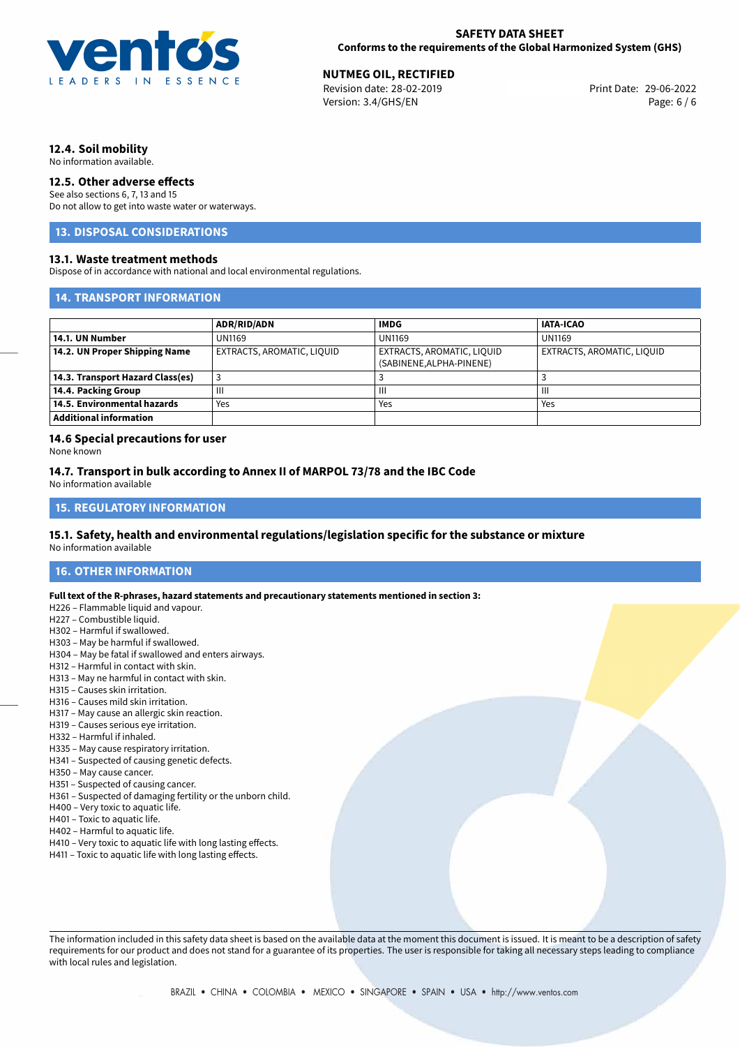#### 12.4. Soil mobility

No information available.

#### 12.5. Other adverse effects

See also sections 6, 7, 13 and 15

Do not allow to get into waste water or waterways.

## 13. DISPOSAL CONSIDERATIONS

#### 13.1. Waste treatment methods

Dispose of in accordance with national and local environmental regulations.

## 14. TRANSPORT INFORMATION

| | ADR/RID/ADN | IMDG | IATA-ICAO |
|---|---|---|---|
| **14.1. UN Number** | UN1169 | UN1169 | UN1169 |
| **14.2. UN Proper Shipping Name** | EXTRACTS, AROMATIC, LIQUID | EXTRACTS, AROMATIC, LIQUID (SABINENE,ALPHA-PINENE) | EXTRACTS, AROMATIC, LIQUID |
| **14.3. Transport Hazard Class(es)** | 3 | 3 | 3 |
| **14.4. Packing Group** | III | III | III |
| **14.5. Environmental hazards** | Yes | Yes | Yes |
| **Additional information** | | | |

#### 14.6 Special precautions for user

None known

#### 14.7. Transport in bulk according to Annex II of MARPOL 73/78 and the IBC Code

No information available

## 15. REGULATORY INFORMATION

#### 15.1. Safety, health and environmental regulations/legislation specific for the substance or mixture

No information available

## 16. OTHER INFORMATION

**Full text of the R-phrases, hazard statements and precautionary statements mentioned in section 3:**

H226 – Flammable liquid and vapour.
H227 – Combustible liquid.
H302 – Harmful if swallowed.
H303 – May be harmful if swallowed.
H304 – May be fatal if swallowed and enters airways.
H312 – Harmful in contact with skin.
H313 – May ne harmful in contact with skin.
H315 – Causes skin irritation.
H316 – Causes mild skin irritation.
H317 – May cause an allergic skin reaction.
H319 – Causes serious eye irritation.
H332 – Harmful if inhaled.
H335 – May cause respiratory irritation.
H341 – Suspected of causing genetic defects.
H350 – May cause cancer.
H351 – Suspected of causing cancer.
H361 – Suspected of damaging fertility or the unborn child.
H400 – Very toxic to aquatic life.
H401 – Toxic to aquatic life.
H402 – Harmful to aquatic life.
H410 – Very toxic to aquatic life with long lasting effects.
H411 – Toxic to aquatic life with long lasting effects.

The information included in this safety data sheet is based on the available data at the moment this document is issued. It is meant to be a description of safety requirements for our product and does not stand for a guarantee of its properties. The user is responsible for taking all necessary steps leading to compliance with local rules and legislation.